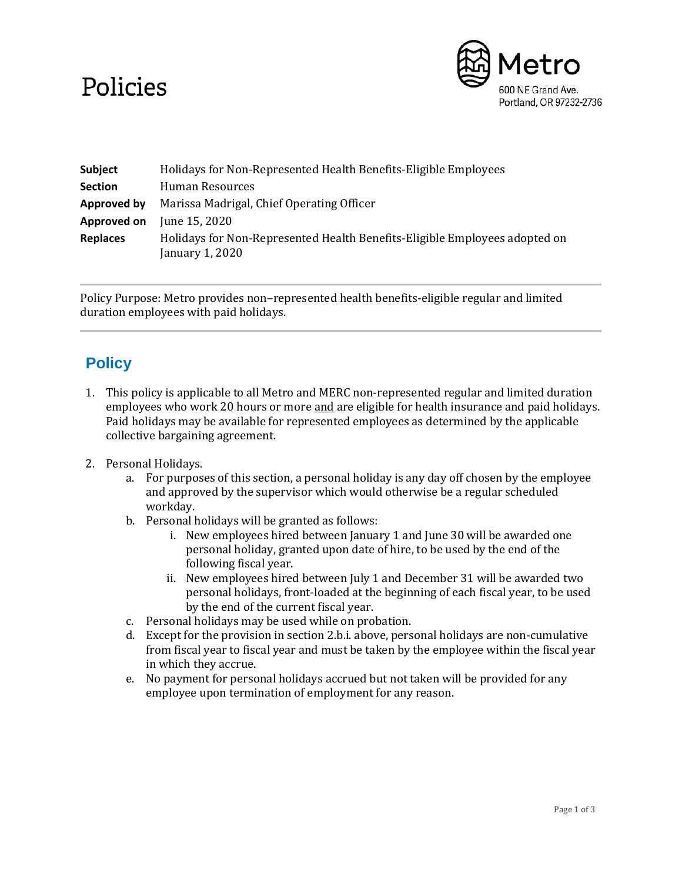# Policies

Metro
600 NE Grand Ave.
Portland, OR 97232-2736

| | |
|---|---|
| **Subject** | Holidays for Non-Represented Health Benefits-Eligible Employees |
| **Section** | Human Resources |
| **Approved by** | Marissa Madrigal, Chief Operating Officer |
| **Approved on** | June 15, 2020 |
| **Replaces** | Holidays for Non-Represented Health Benefits-Eligible Employees adopted on January 1, 2020 |

---

Policy Purpose: Metro provides non–represented health benefits-eligible regular and limited duration employees with paid holidays.

---

## Policy

1. This policy is applicable to all Metro and MERC non-represented regular and limited duration employees who work 20 hours or more <u>and</u> are eligible for health insurance and paid holidays. Paid holidays may be available for represented employees as determined by the applicable collective bargaining agreement.

2. Personal Holidays.
    a. For purposes of this section, a personal holiday is any day off chosen by the employee and approved by the supervisor which would otherwise be a regular scheduled workday.
    b. Personal holidays will be granted as follows:
        i. New employees hired between January 1 and June 30 will be awarded one personal holiday, granted upon date of hire, to be used by the end of the following fiscal year.
        ii. New employees hired between July 1 and December 31 will be awarded two personal holidays, front-loaded at the beginning of each fiscal year, to be used by the end of the current fiscal year.
    c. Personal holidays may be used while on probation.
    d. Except for the provision in section 2.b.i. above, personal holidays are non-cumulative from fiscal year to fiscal year and must be taken by the employee within the fiscal year in which they accrue.
    e. No payment for personal holidays accrued but not taken will be provided for any employee upon termination of employment for any reason.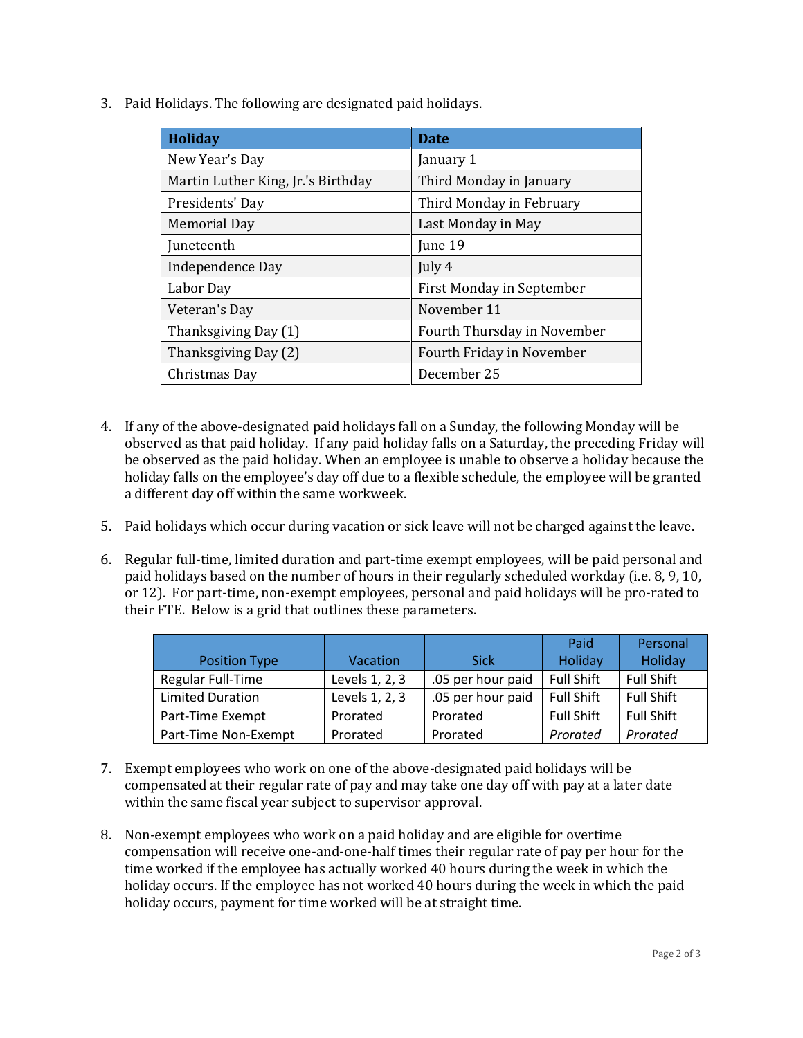3. Paid Holidays. The following are designated paid holidays.

| Holiday | Date |
| --- | --- |
| New Year's Day | January 1 |
| Martin Luther King, Jr.'s Birthday | Third Monday in January |
| Presidents' Day | Third Monday in February |
| Memorial Day | Last Monday in May |
| Juneteenth | June 19 |
| Independence Day | July 4 |
| Labor Day | First Monday in September |
| Veteran's Day | November 11 |
| Thanksgiving Day (1) | Fourth Thursday in November |
| Thanksgiving Day (2) | Fourth Friday in November |
| Christmas Day | December 25 |

4. If any of the above-designated paid holidays fall on a Sunday, the following Monday will be observed as that paid holiday. If any paid holiday falls on a Saturday, the preceding Friday will be observed as the paid holiday. When an employee is unable to observe a holiday because the holiday falls on the employee's day off due to a flexible schedule, the employee will be granted a different day off within the same workweek.

5. Paid holidays which occur during vacation or sick leave will not be charged against the leave.

6. Regular full-time, limited duration and part-time exempt employees, will be paid personal and paid holidays based on the number of hours in their regularly scheduled workday (i.e. 8, 9, 10, or 12). For part-time, non-exempt employees, personal and paid holidays will be pro-rated to their FTE. Below is a grid that outlines these parameters.

| Position Type | Vacation | Sick | Paid Holiday | Personal Holiday |
| --- | --- | --- | --- | --- |
| Regular Full-Time | Levels 1, 2, 3 | .05 per hour paid | Full Shift | Full Shift |
| Limited Duration | Levels 1, 2, 3 | .05 per hour paid | Full Shift | Full Shift |
| Part-Time Exempt | Prorated | Prorated | Full Shift | Full Shift |
| Part-Time Non-Exempt | Prorated | Prorated | *Prorated* | *Prorated* |

7. Exempt employees who work on one of the above-designated paid holidays will be compensated at their regular rate of pay and may take one day off with pay at a later date within the same fiscal year subject to supervisor approval.

8. Non-exempt employees who work on a paid holiday and are eligible for overtime compensation will receive one-and-one-half times their regular rate of pay per hour for the time worked if the employee has actually worked 40 hours during the week in which the holiday occurs. If the employee has not worked 40 hours during the week in which the paid holiday occurs, payment for time worked will be at straight time.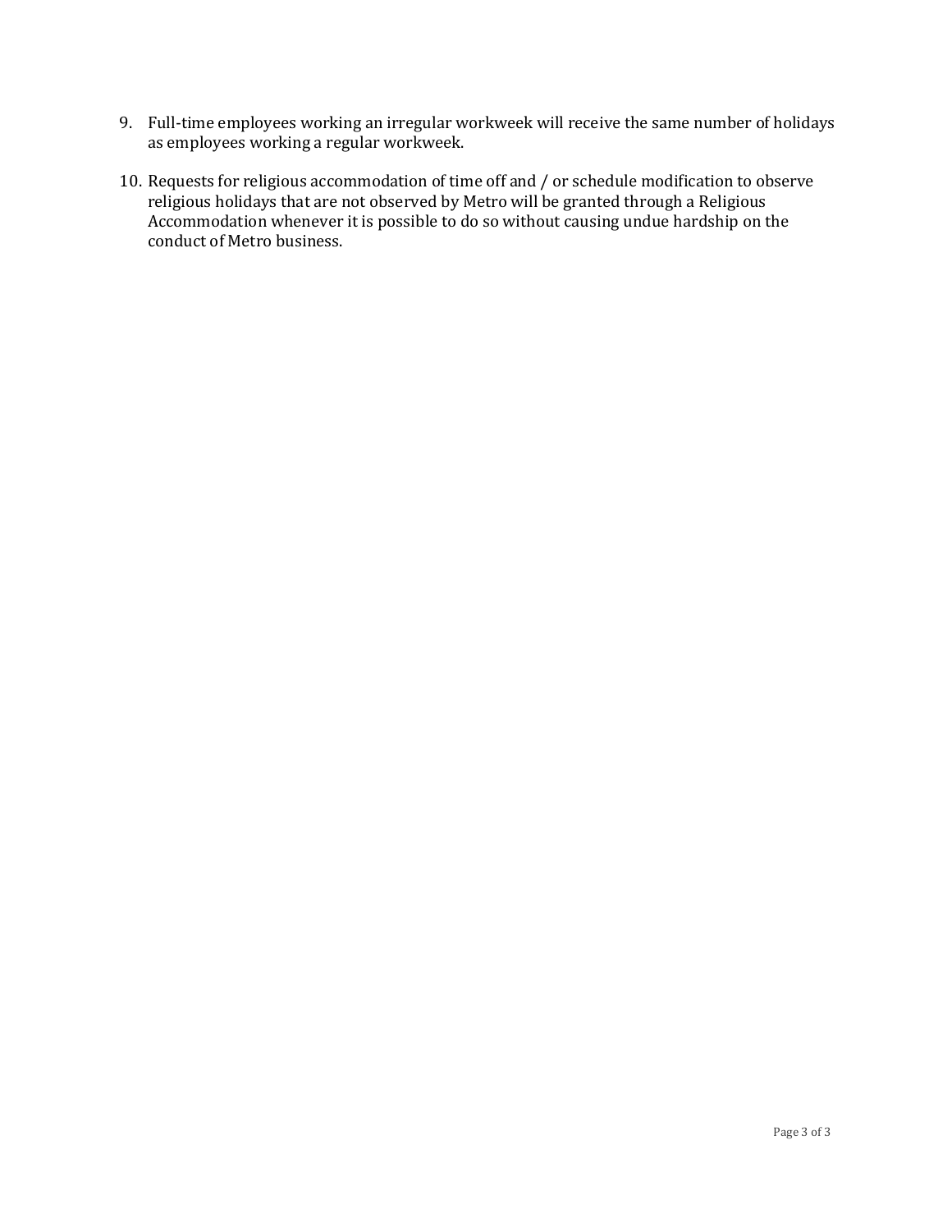9. Full-time employees working an irregular workweek will receive the same number of holidays as employees working a regular workweek.

10. Requests for religious accommodation of time off and / or schedule modification to observe religious holidays that are not observed by Metro will be granted through a Religious Accommodation whenever it is possible to do so without causing undue hardship on the conduct of Metro business.